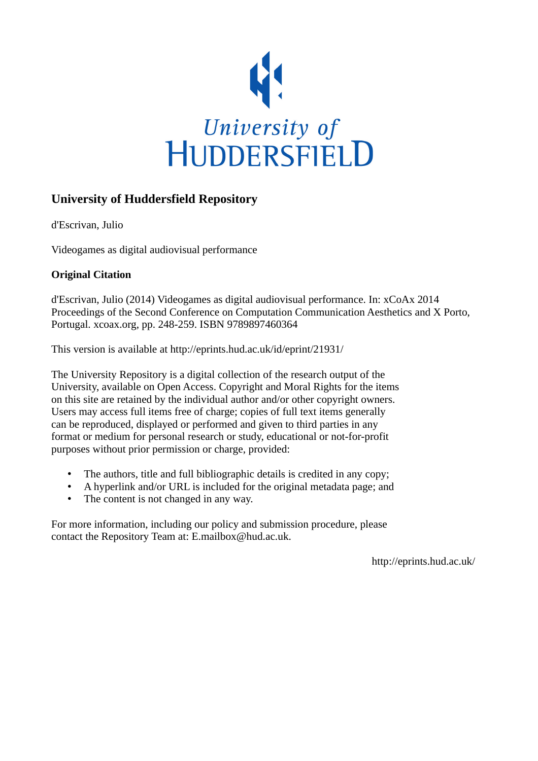University of HUDDERSFIELD

## University of Huddersfield Repository

d'Escrivan, Julio

Videogames as digital audiovisual performance

**Original Citation**

d'Escrivan, Julio (2014) Videogames as digital audiovisual performance. In: xCoAx 2014 Proceedings of the Second Conference on Computation Communication Aesthetics and X Porto, Portugal. xcoax.org, pp. 248-259. ISBN 9789897460364

This version is available at http://eprints.hud.ac.uk/id/eprint/21931/

The University Repository is a digital collection of the research output of the University, available on Open Access. Copyright and Moral Rights for the items on this site are retained by the individual author and/or other copyright owners. Users may access full items free of charge; copies of full text items generally can be reproduced, displayed or performed and given to third parties in any format or medium for personal research or study, educational or not-for-profit purposes without prior permission or charge, provided:

- The authors, title and full bibliographic details is credited in any copy;
- A hyperlink and/or URL is included for the original metadata page; and
- The content is not changed in any way.

For more information, including our policy and submission procedure, please contact the Repository Team at: E.mailbox@hud.ac.uk.

http://eprints.hud.ac.uk/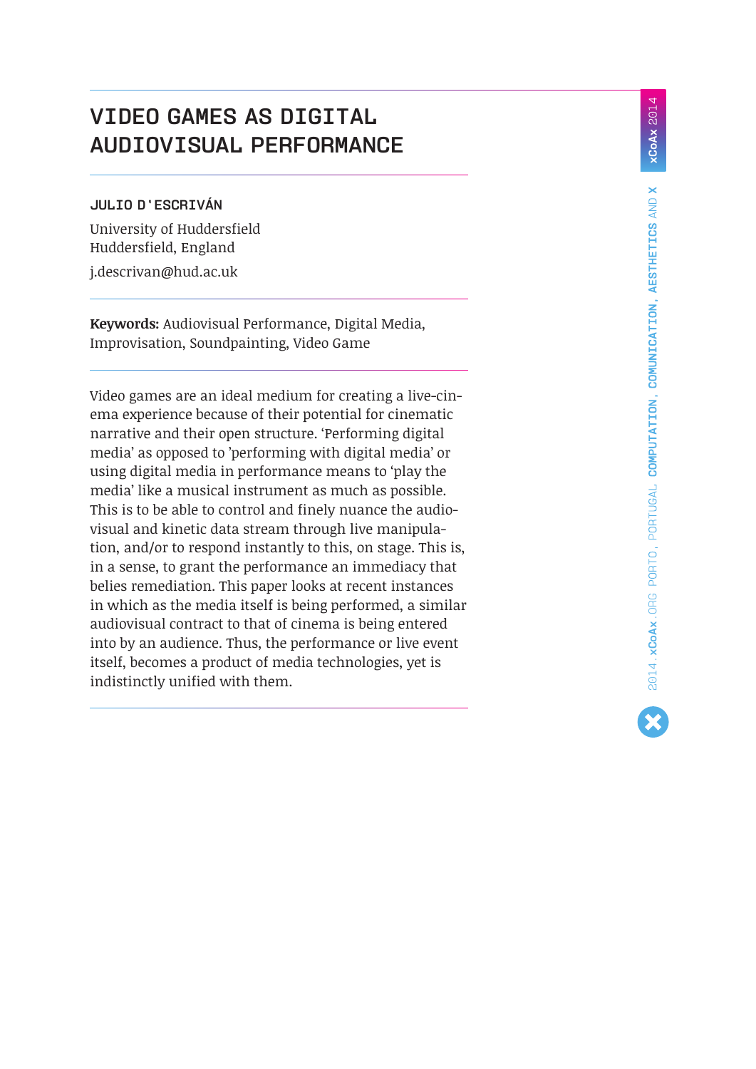# VIDEO GAMES AS DIGITAL AUDIOVISUAL PERFORMANCE

**JULIO D'ESCRIVÁN**

University of Huddersfield
Huddersfield, England

j.descrivan@hud.ac.uk

**Keywords:** Audiovisual Performance, Digital Media, Improvisation, Soundpainting, Video Game

Video games are an ideal medium for creating a live-cinema experience because of their potential for cinematic narrative and their open structure. 'Performing digital media' as opposed to 'performing with digital media' or using digital media in performance means to 'play the media' like a musical instrument as much as possible. This is to be able to control and finely nuance the audiovisual and kinetic data stream through live manipulation, and/or to respond instantly to this, on stage. This is, in a sense, to grant the performance an immediacy that belies remediation. This paper looks at recent instances in which as the media itself is being performed, a similar audiovisual contract to that of cinema is being entered into by an audience. Thus, the performance or live event itself, becomes a product of media technologies, yet is indistinctly unified with them.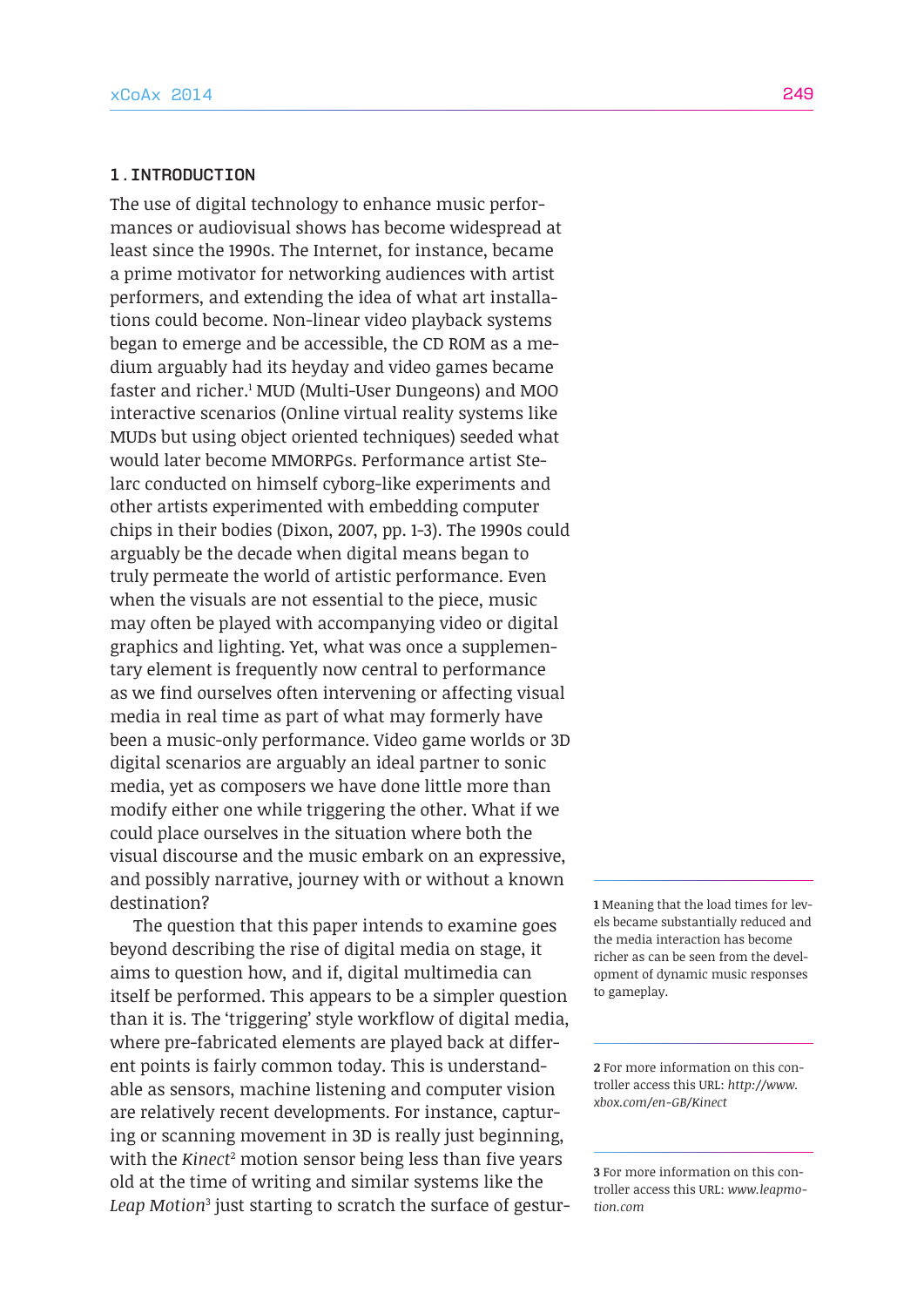## 1. INTRODUCTION

The use of digital technology to enhance music performances or audiovisual shows has become widespread at least since the 1990s. The Internet, for instance, became a prime motivator for networking audiences with artist performers, and extending the idea of what art installations could become. Non-linear video playback systems began to emerge and be accessible, the CD ROM as a medium arguably had its heyday and video games became faster and richer.[1] MUD (Multi-User Dungeons) and MOO interactive scenarios (Online virtual reality systems like MUDs but using object oriented techniques) seeded what would later become MMORPGs. Performance artist Stelarc conducted on himself cyborg-like experiments and other artists experimented with embedding computer chips in their bodies (Dixon, 2007, pp. 1-3). The 1990s could arguably be the decade when digital means began to truly permeate the world of artistic performance. Even when the visuals are not essential to the piece, music may often be played with accompanying video or digital graphics and lighting. Yet, what was once a supplementary element is frequently now central to performance as we find ourselves often intervening or affecting visual media in real time as part of what may formerly have been a music-only performance. Video game worlds or 3D digital scenarios are arguably an ideal partner to sonic media, yet as composers we have done little more than modify either one while triggering the other. What if we could place ourselves in the situation where both the visual discourse and the music embark on an expressive, and possibly narrative, journey with or without a known destination?

The question that this paper intends to examine goes beyond describing the rise of digital media on stage, it aims to question how, and if, digital multimedia can itself be performed. This appears to be a simpler question than it is. The 'triggering' style workflow of digital media, where pre-fabricated elements are played back at different points is fairly common today. This is understandable as sensors, machine listening and computer vision are relatively recent developments. For instance, capturing or scanning movement in 3D is really just beginning, with the *Kinect*[2] motion sensor being less than five years old at the time of writing and similar systems like the *Leap Motion*[3] just starting to scratch the surface of gestur-

---

**1** Meaning that the load times for levels became substantially reduced and the media interaction has become richer as can be seen from the development of dynamic music responses to gameplay.

**2** For more information on this controller access this URL: *http://www.xbox.com/en-GB/Kinect*

**3** For more information on this controller access this URL: *www.leapmotion.com*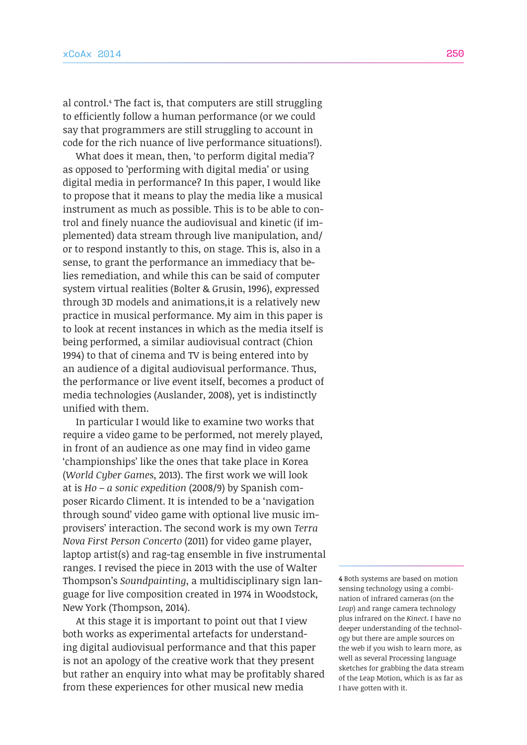al control.[4] The fact is, that computers are still struggling to efficiently follow a human performance (or we could say that programmers are still struggling to account in code for the rich nuance of live performance situations!).

What does it mean, then, 'to perform digital media'? as opposed to 'performing with digital media' or using digital media in performance? In this paper, I would like to propose that it means to play the media like a musical instrument as much as possible. This is to be able to control and finely nuance the audiovisual and kinetic (if implemented) data stream through live manipulation, and/or to respond instantly to this, on stage. This is, also in a sense, to grant the performance an immediacy that belies remediation, and while this can be said of computer system virtual realities (Bolter & Grusin, 1996), expressed through 3D models and animations,it is a relatively new practice in musical performance. My aim in this paper is to look at recent instances in which as the media itself is being performed, a similar audiovisual contract (Chion 1994) to that of cinema and TV is being entered into by an audience of a digital audiovisual performance. Thus, the performance or live event itself, becomes a product of media technologies (Auslander, 2008), yet is indistinctly unified with them.

In particular I would like to examine two works that require a video game to be performed, not merely played, in front of an audience as one may find in video game 'championships' like the ones that take place in Korea (*World Cyber Games*, 2013). The first work we will look at is *Ho – a sonic expedition* (2008/9) by Spanish composer Ricardo Climent. It is intended to be a 'navigation through sound' video game with optional live music improvisers' interaction. The second work is my own *Terra Nova First Person Concerto* (2011) for video game player, laptop artist(s) and rag-tag ensemble in five instrumental ranges. I revised the piece in 2013 with the use of Walter Thompson's *Soundpainting*, a multidisciplinary sign language for live composition created in 1974 in Woodstock, New York (Thompson, 2014).

At this stage it is important to point out that I view both works as experimental artefacts for understanding digital audiovisual performance and that this paper is not an apology of the creative work that they present but rather an enquiry into what may be profitably shared from these experiences for other musical new media

---

4 Both systems are based on motion sensing technology using a combination of infrared cameras (on the *Leap*) and range camera technology plus infrared on the *Kinect*. I have no deeper understanding of the technology but there are ample sources on the web if you wish to learn more, as well as several Processing language sketches for grabbing the data stream of the Leap Motion, which is as far as I have gotten with it.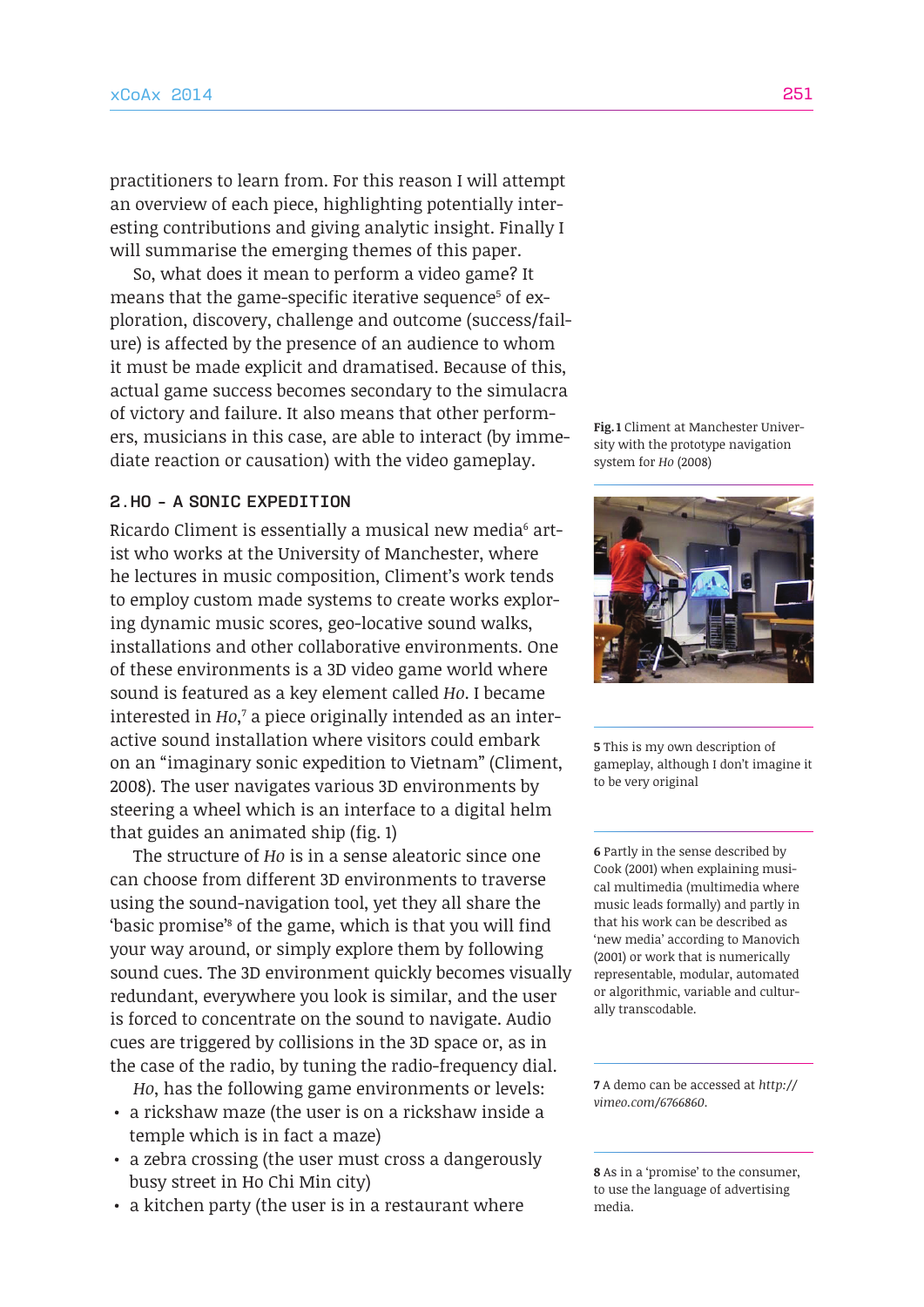practitioners to learn from. For this reason I will attempt an overview of each piece, highlighting potentially interesting contributions and giving analytic insight. Finally I will summarise the emerging themes of this paper.

So, what does it mean to perform a video game? It means that the game-specific iterative sequence[5] of exploration, discovery, challenge and outcome (success/failure) is affected by the presence of an audience to whom it must be made explicit and dramatised. Because of this, actual game success becomes secondary to the simulacra of victory and failure. It also means that other performers, musicians in this case, are able to interact (by immediate reaction or causation) with the video gameplay.

## 2. HO – A SONIC EXPEDITION

Ricardo Climent is essentially a musical new media[6] artist who works at the University of Manchester, where he lectures in music composition, Climent's work tends to employ custom made systems to create works exploring dynamic music scores, geo-locative sound walks, installations and other collaborative environments. One of these environments is a 3D video game world where sound is featured as a key element called *Ho*. I became interested in *Ho*,[7] a piece originally intended as an interactive sound installation where visitors could embark on an "imaginary sonic expedition to Vietnam" (Climent, 2008). The user navigates various 3D environments by steering a wheel which is an interface to a digital helm that guides an animated ship (fig. 1)

The structure of *Ho* is in a sense aleatoric since one can choose from different 3D environments to traverse using the sound-navigation tool, yet they all share the 'basic promise'[8] of the game, which is that you will find your way around, or simply explore them by following sound cues. The 3D environment quickly becomes visually redundant, everywhere you look is similar, and the user is forced to concentrate on the sound to navigate. Audio cues are triggered by collisions in the 3D space or, as in the case of the radio, by tuning the radio-frequency dial.

*Ho*, has the following game environments or levels:

- a rickshaw maze (the user is on a rickshaw inside a temple which is in fact a maze)
- a zebra crossing (the user must cross a dangerously busy street in Ho Chi Min city)
- a kitchen party (the user is in a restaurant where

**Fig. 1** Climent at Manchester University with the prototype navigation system for *Ho* (2008)

5 This is my own description of gameplay, although I don't imagine it to be very original

6 Partly in the sense described by Cook (2001) when explaining musical multimedia (multimedia where music leads formally) and partly in that his work can be described as 'new media' according to Manovich (2001) or work that is numerically representable, modular, automated or algorithmic, variable and culturally transcodable.

7 A demo can be accessed at *http://vimeo.com/6766860*.

8 As in a 'promise' to the consumer, to use the language of advertising media.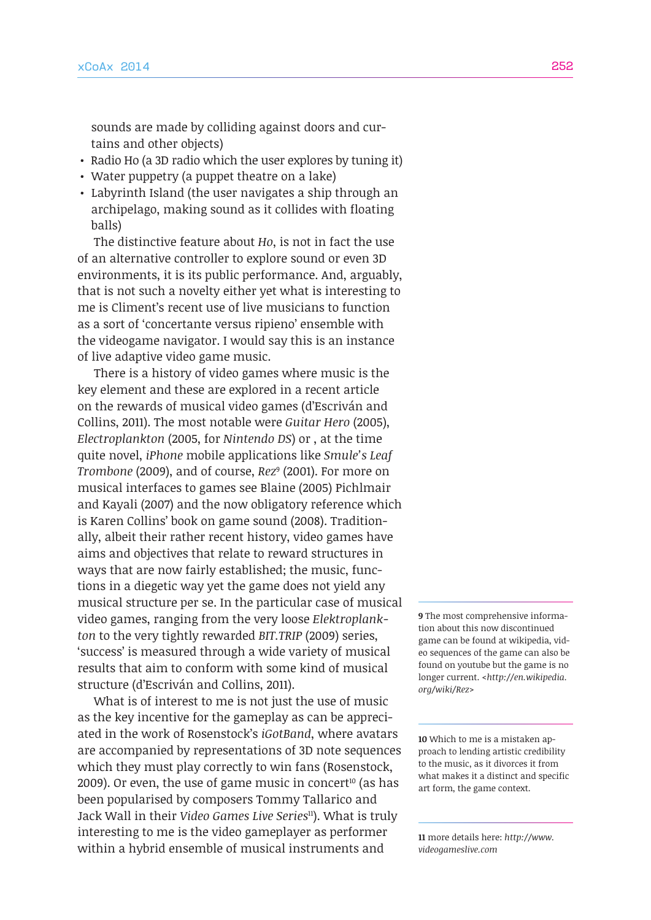sounds are made by colliding against doors and curtains and other objects)

- Radio Ho (a 3D radio which the user explores by tuning it)
- Water puppetry (a puppet theatre on a lake)
- Labyrinth Island (the user navigates a ship through an archipelago, making sound as it collides with floating balls)

The distinctive feature about *Ho*, is not in fact the use of an alternative controller to explore sound or even 3D environments, it is its public performance. And, arguably, that is not such a novelty either yet what is interesting to me is Climent's recent use of live musicians to function as a sort of 'concertante versus ripieno' ensemble with the videogame navigator. I would say this is an instance of live adaptive video game music.

There is a history of video games where music is the key element and these are explored in a recent article on the rewards of musical video games (d'Escriván and Collins, 2011). The most notable were *Guitar Hero* (2005), *Electroplankton* (2005, for *Nintendo DS*) or , at the time quite novel, *iPhone* mobile applications like *Smule's Leaf Trombone* (2009), and of course, *Rez*[9] (2001). For more on musical interfaces to games see Blaine (2005) Pichlmair and Kayali (2007) and the now obligatory reference which is Karen Collins' book on game sound (2008). Traditionally, albeit their rather recent history, video games have aims and objectives that relate to reward structures in ways that are now fairly established; the music, functions in a diegetic way yet the game does not yield any musical structure per se. In the particular case of musical video games, ranging from the very loose *Elektroplankton* to the very tightly rewarded *BIT.TRIP* (2009) series, 'success' is measured through a wide variety of musical results that aim to conform with some kind of musical structure (d'Escriván and Collins, 2011).

What is of interest to me is not just the use of music as the key incentive for the gameplay as can be appreciated in the work of Rosenstock's *iGotBand*, where avatars are accompanied by representations of 3D note sequences which they must play correctly to win fans (Rosenstock, 2009). Or even, the use of game music in concert[10] (as has been popularised by composers Tommy Tallarico and Jack Wall in their *Video Games Live Series*[11]). What is truly interesting to me is the video gameplayer as performer within a hybrid ensemble of musical instruments and

**9** The most comprehensive information about this now discontinued game can be found at wikipedia, video sequences of the game can also be found on youtube but the game is no longer current. <*http://en.wikipedia.org/wiki/Rez*>

**10** Which to me is a mistaken approach to lending artistic credibility to the music, as it divorces it from what makes it a distinct and specific art form, the game context.

**11** more details here: *http://www.videogameslive.com*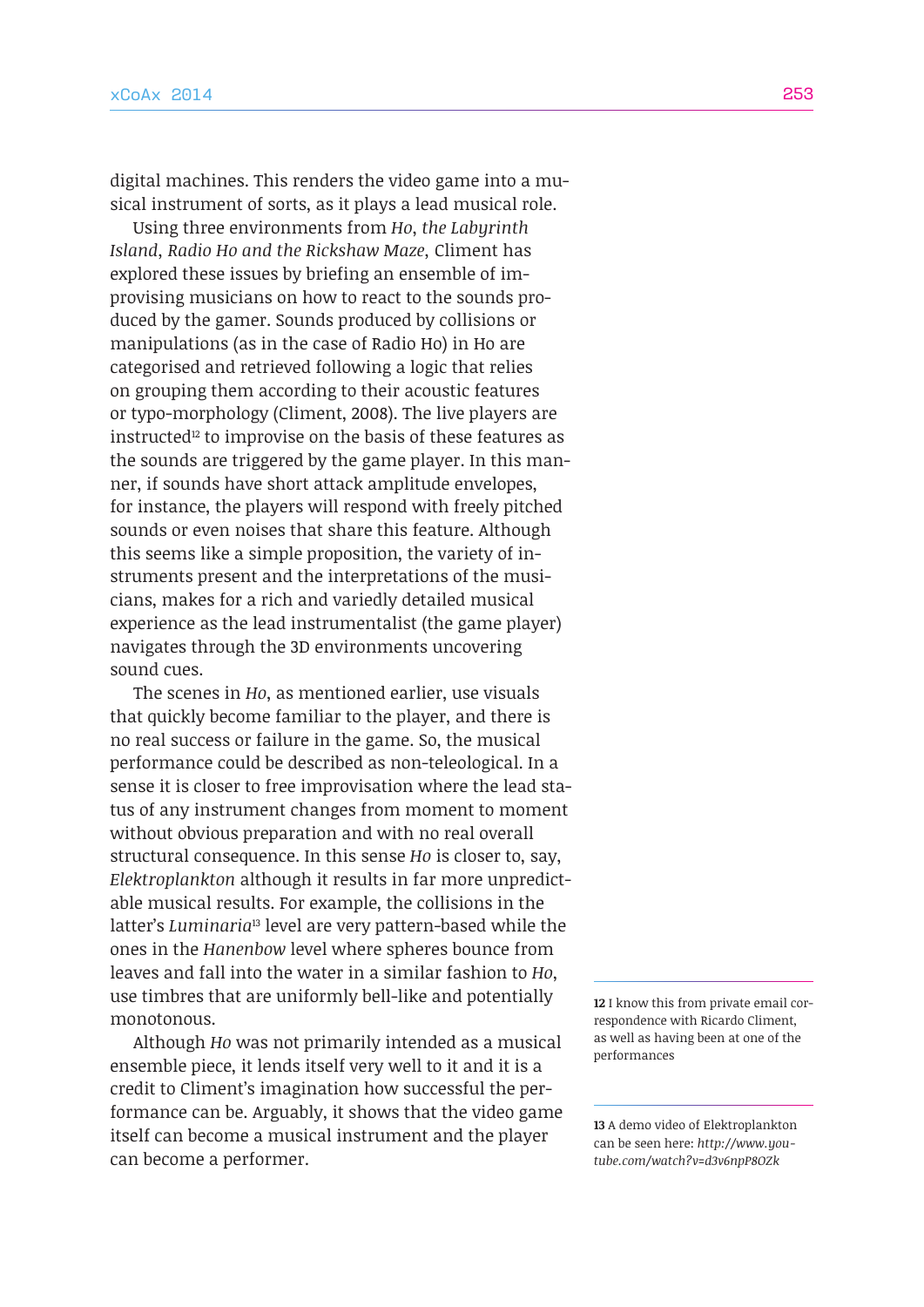digital machines. This renders the video game into a musical instrument of sorts, as it plays a lead musical role.

Using three environments from *Ho*, *the Labyrinth Island*, *Radio Ho and the Rickshaw Maze*, Climent has explored these issues by briefing an ensemble of improvising musicians on how to react to the sounds produced by the gamer. Sounds produced by collisions or manipulations (as in the case of Radio Ho) in Ho are categorised and retrieved following a logic that relies on grouping them according to their acoustic features or typo-morphology (Climent, 2008). The live players are instructed[12] to improvise on the basis of these features as the sounds are triggered by the game player. In this manner, if sounds have short attack amplitude envelopes, for instance, the players will respond with freely pitched sounds or even noises that share this feature. Although this seems like a simple proposition, the variety of instruments present and the interpretations of the musicians, makes for a rich and variedly detailed musical experience as the lead instrumentalist (the game player) navigates through the 3D environments uncovering sound cues.

The scenes in *Ho*, as mentioned earlier, use visuals that quickly become familiar to the player, and there is no real success or failure in the game. So, the musical performance could be described as non-teleological. In a sense it is closer to free improvisation where the lead status of any instrument changes from moment to moment without obvious preparation and with no real overall structural consequence. In this sense *Ho* is closer to, say, *Elektroplankton* although it results in far more unpredictable musical results. For example, the collisions in the latter's *Luminaria*[13] level are very pattern-based while the ones in the *Hanenbow* level where spheres bounce from leaves and fall into the water in a similar fashion to *Ho*, use timbres that are uniformly bell-like and potentially monotonous.

Although *Ho* was not primarily intended as a musical ensemble piece, it lends itself very well to it and it is a credit to Climent's imagination how successful the performance can be. Arguably, it shows that the video game itself can become a musical instrument and the player can become a performer.

---

**12** I know this from private email correspondence with Ricardo Climent, as well as having been at one of the performances

**13** A demo video of Elektroplankton can be seen here: *http://www.youtube.com/watch?v=d3v6npP8OZk*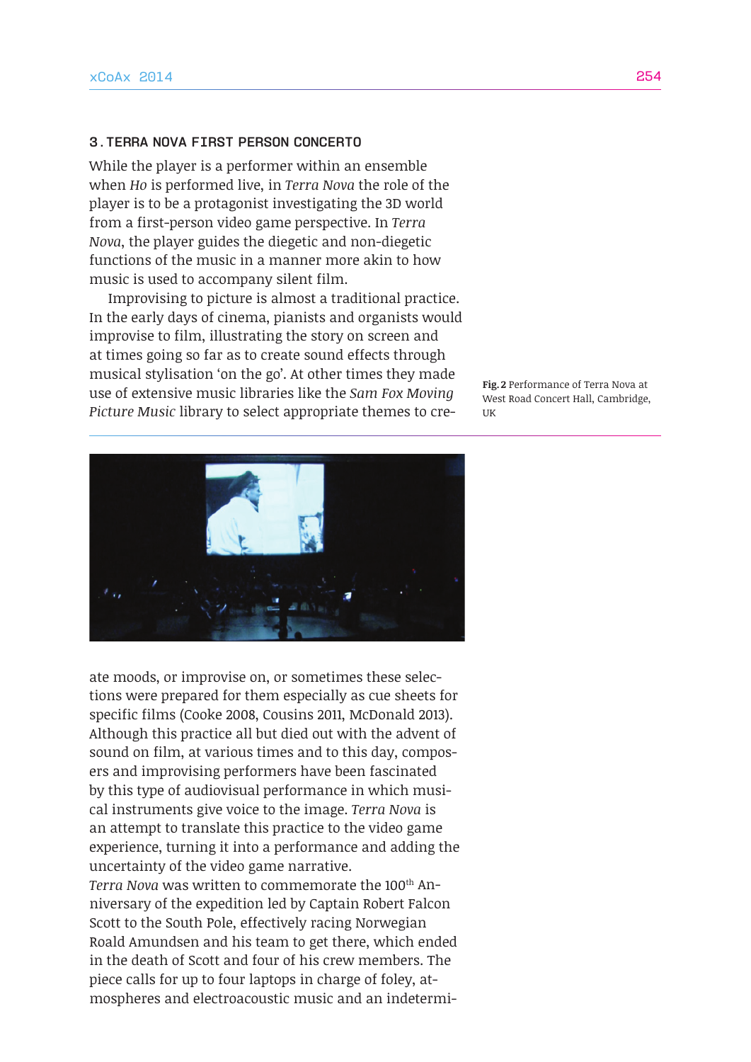## 3. TERRA NOVA FIRST PERSON CONCERTO

While the player is a performer within an ensemble when *Ho* is performed live, in *Terra Nova* the role of the player is to be a protagonist investigating the 3D world from a first-person video game perspective. In *Terra Nova*, the player guides the diegetic and non-diegetic functions of the music in a manner more akin to how music is used to accompany silent film.

Improvising to picture is almost a traditional practice. In the early days of cinema, pianists and organists would improvise to film, illustrating the story on screen and at times going so far as to create sound effects through musical stylisation 'on the go'. At other times they made use of extensive music libraries like the *Sam Fox Moving Picture Music* library to select appropriate themes to create moods, or improvise on, or sometimes these selections were prepared for them especially as cue sheets for specific films (Cooke 2008, Cousins 2011, McDonald 2013). Although this practice all but died out with the advent of sound on film, at various times and to this day, composers and improvising performers have been fascinated by this type of audiovisual performance in which musical instruments give voice to the image. *Terra Nova* is an attempt to translate this practice to the video game experience, turning it into a performance and adding the uncertainty of the video game narrative.

**Fig. 2** Performance of Terra Nova at West Road Concert Hall, Cambridge, UK

*Terra Nova* was written to commemorate the 100th Anniversary of the expedition led by Captain Robert Falcon Scott to the South Pole, effectively racing Norwegian Roald Amundsen and his team to get there, which ended in the death of Scott and four of his crew members. The piece calls for up to four laptops in charge of foley, atmospheres and electroacoustic music and an indetermi-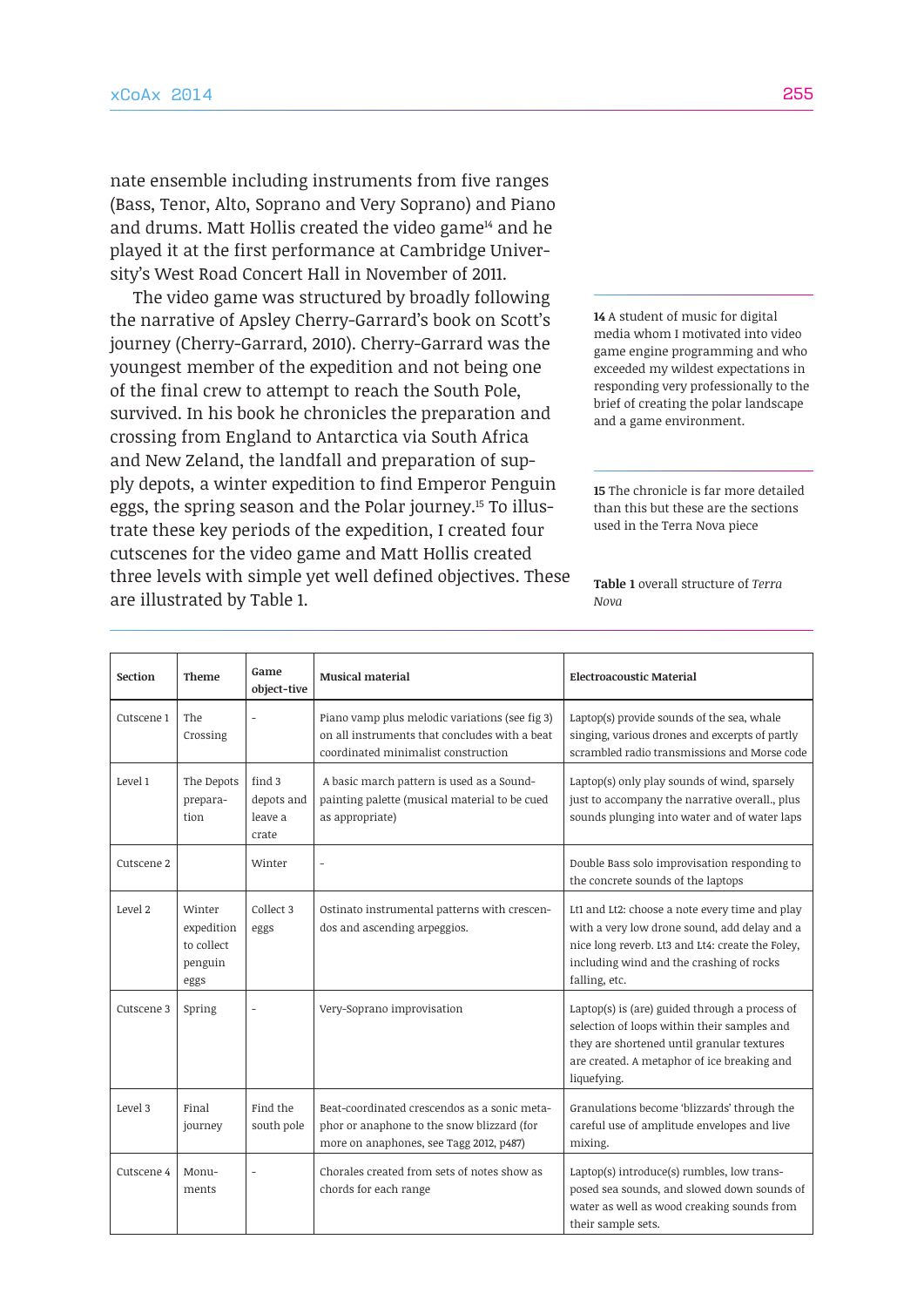nate ensemble including instruments from five ranges (Bass, Tenor, Alto, Soprano and Very Soprano) and Piano and drums. Matt Hollis created the video game[14] and he played it at the first performance at Cambridge University's West Road Concert Hall in November of 2011.

The video game was structured by broadly following the narrative of Apsley Cherry-Garrard's book on Scott's journey (Cherry-Garrard, 2010). Cherry-Garrard was the youngest member of the expedition and not being one of the final crew to attempt to reach the South Pole, survived. In his book he chronicles the preparation and crossing from England to Antarctica via South Africa and New Zeland, the landfall and preparation of supply depots, a winter expedition to find Emperor Penguin eggs, the spring season and the Polar journey.[15] To illustrate these key periods of the expedition, I created four cutscenes for the video game and Matt Hollis created three levels with simple yet well defined objectives. These are illustrated by Table 1.

**14** A student of music for digital media whom I motivated into video game engine programming and who exceeded my wildest expectations in responding very professionally to the brief of creating the polar landscape and a game environment.

**15** The chronicle is far more detailed than this but these are the sections used in the Terra Nova piece

**Table 1** overall structure of *Terra Nova*

| Section | Theme | Game object-tive | Musical material | Electroacoustic Material |
|---|---|---|---|---|
| Cutscene 1 | The Crossing | - | Piano vamp plus melodic variations (see fig 3) on all instruments that concludes with a beat coordinated minimalist construction | Laptop(s) provide sounds of the sea, whale singing, various drones and excerpts of partly scrambled radio transmissions and Morse code |
| Level 1 | The Depots prepara-tion | find 3 depots and leave a crate | A basic march pattern is used as a Sound-painting palette (musical material to be cued as appropriate) | Laptop(s) only play sounds of wind, sparsely just to accompany the narrative overall., plus sounds plunging into water and of water laps |
| Cutscene 2 | | Winter | - | Double Bass solo improvisation responding to the concrete sounds of the laptops |
| Level 2 | Winter expedition to collect penguin eggs | Collect 3 eggs | Ostinato instrumental patterns with crescen-dos and ascending arpeggios. | Lt1 and Lt2: choose a note every time and play with a very low drone sound, add delay and a nice long reverb. Lt3 and Lt4: create the Foley, including wind and the crashing of rocks falling, etc. |
| Cutscene 3 | Spring | - | Very-Soprano improvisation | Laptop(s) is (are) guided through a process of selection of loops within their samples and they are shortened until granular textures are created. A metaphor of ice breaking and liquefying. |
| Level 3 | Final journey | Find the south pole | Beat-coordinated crescendos as a sonic meta-phor or anaphone to the snow blizzard (for more on anaphones, see Tagg 2012, p487) | Granulations become 'blizzards' through the careful use of amplitude envelopes and live mixing. |
| Cutscene 4 | Monu-ments | - | Chorales created from sets of notes show as chords for each range | Laptop(s) introduce(s) rumbles, low trans-posed sea sounds, and slowed down sounds of water as well as wood creaking sounds from their sample sets. |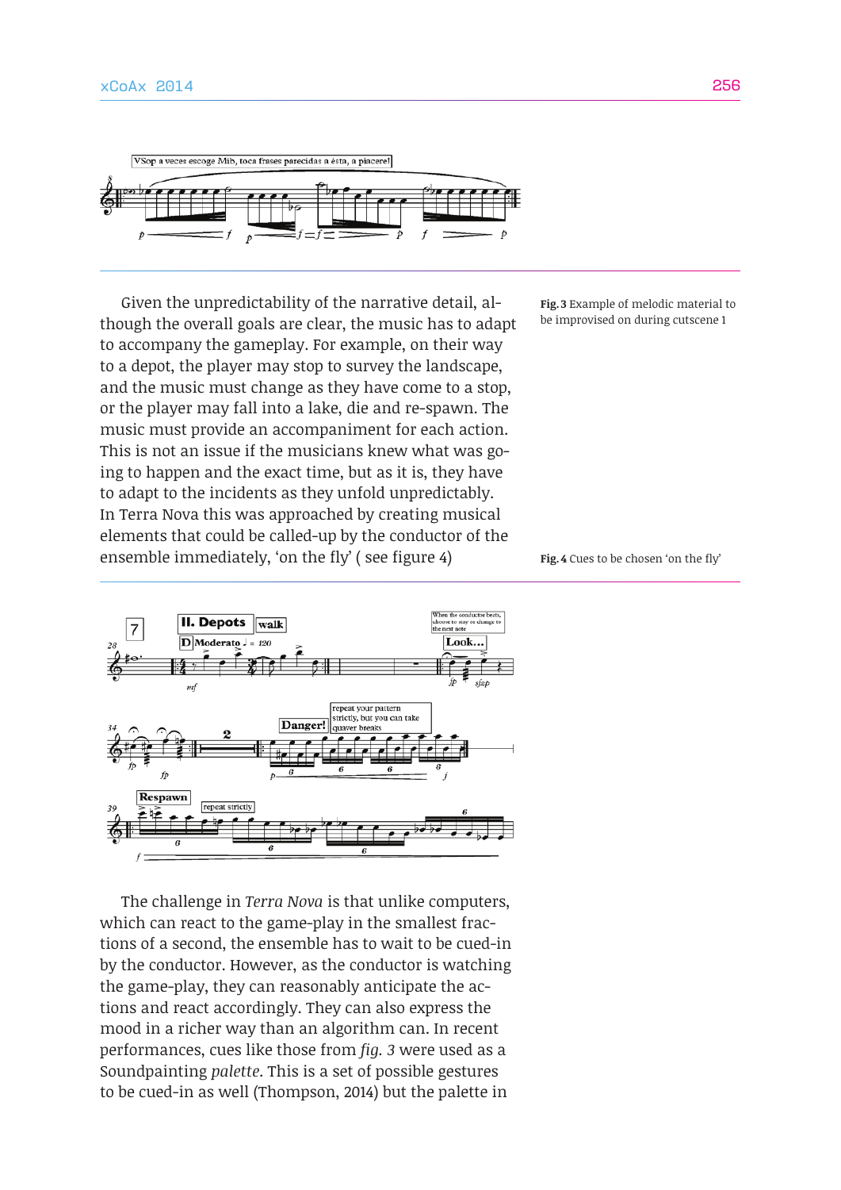Given the unpredictability of the narrative detail, although the overall goals are clear, the music has to adapt to accompany the gameplay. For example, on their way to a depot, the player may stop to survey the landscape, and the music must change as they have come to a stop, or the player may fall into a lake, die and re-spawn. The music must provide an accompaniment for each action. This is not an issue if the musicians knew what was going to happen and the exact time, but as it is, they have to adapt to the incidents as they unfold unpredictably. In Terra Nova this was approached by creating musical elements that could be called-up by the conductor of the ensemble immediately, 'on the fly' ( see figure 4)

**Fig. 3** Example of melodic material to be improvised on during cutscene 1

**Fig. 4** Cues to be chosen 'on the fly'

The challenge in *Terra Nova* is that unlike computers, which can react to the game-play in the smallest fractions of a second, the ensemble has to wait to be cued-in by the conductor. However, as the conductor is watching the game-play, they can reasonably anticipate the actions and react accordingly. They can also express the mood in a richer way than an algorithm can. In recent performances, cues like those from *fig. 3* were used as a Soundpainting *palette*. This is a set of possible gestures to be cued-in as well (Thompson, 2014) but the palette in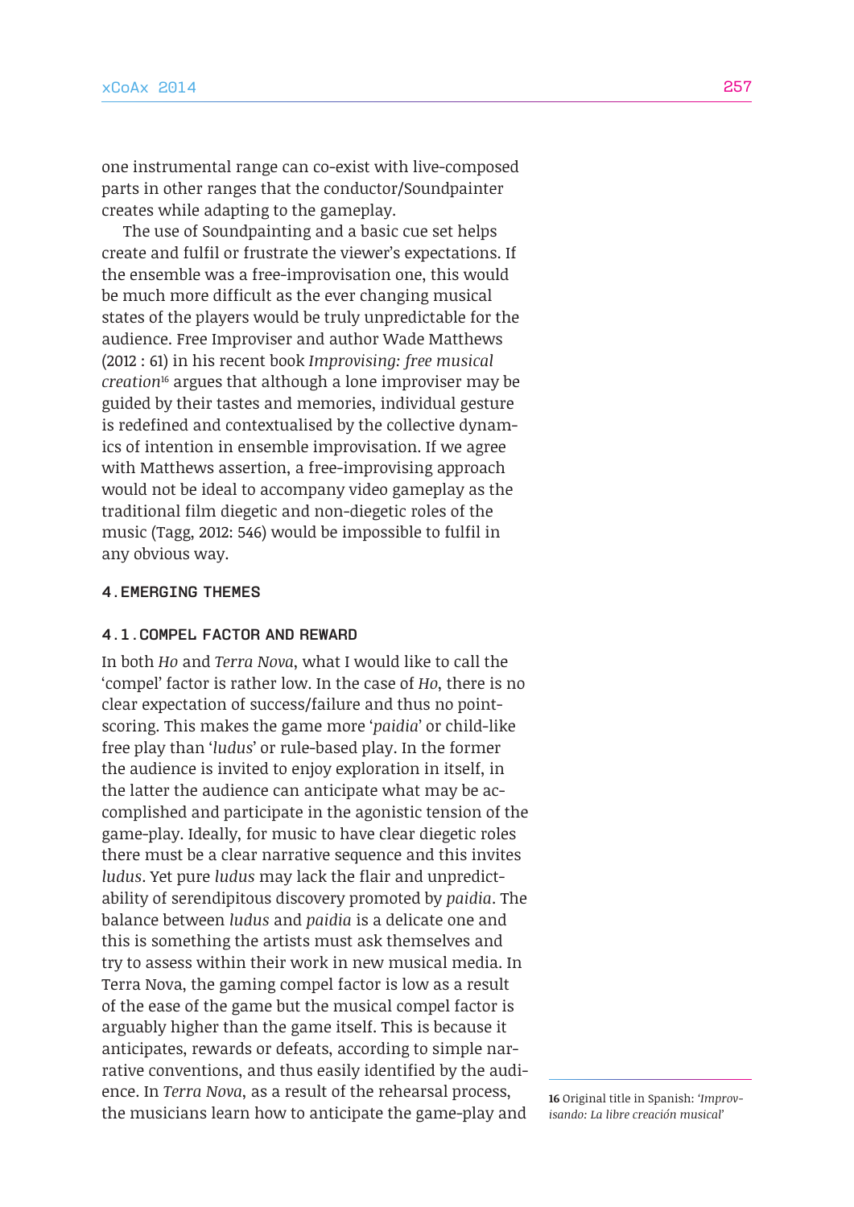one instrumental range can co-exist with live-composed parts in other ranges that the conductor/Soundpainter creates while adapting to the gameplay.

The use of Soundpainting and a basic cue set helps create and fulfil or frustrate the viewer's expectations. If the ensemble was a free-improvisation one, this would be much more difficult as the ever changing musical states of the players would be truly unpredictable for the audience. Free Improviser and author Wade Matthews (2012 : 61) in his recent book *Improvising: free musical creation*[16] argues that although a lone improviser may be guided by their tastes and memories, individual gesture is redefined and contextualised by the collective dynamics of intention in ensemble improvisation. If we agree with Matthews assertion, a free-improvising approach would not be ideal to accompany video gameplay as the traditional film diegetic and non-diegetic roles of the music (Tagg, 2012: 546) would be impossible to fulfil in any obvious way.

## 4. EMERGING THEMES

### 4.1. COMPEL FACTOR AND REWARD

In both *Ho* and *Terra Nova*, what I would like to call the 'compel' factor is rather low. In the case of *Ho*, there is no clear expectation of success/failure and thus no point-scoring. This makes the game more '*paidia*' or child-like free play than '*ludus*' or rule-based play. In the former the audience is invited to enjoy exploration in itself, in the latter the audience can anticipate what may be accomplished and participate in the agonistic tension of the game-play. Ideally, for music to have clear diegetic roles there must be a clear narrative sequence and this invites *ludus*. Yet pure *ludus* may lack the flair and unpredictability of serendipitous discovery promoted by *paidia*. The balance between *ludus* and *paidia* is a delicate one and this is something the artists must ask themselves and try to assess within their work in new musical media. In Terra Nova, the gaming compel factor is low as a result of the ease of the game but the musical compel factor is arguably higher than the game itself. This is because it anticipates, rewards or defeats, according to simple narrative conventions, and thus easily identified by the audience. In *Terra Nova*, as a result of the rehearsal process, the musicians learn how to anticipate the game-play and

16 Original title in Spanish: *'Improvisando: La libre creación musical'*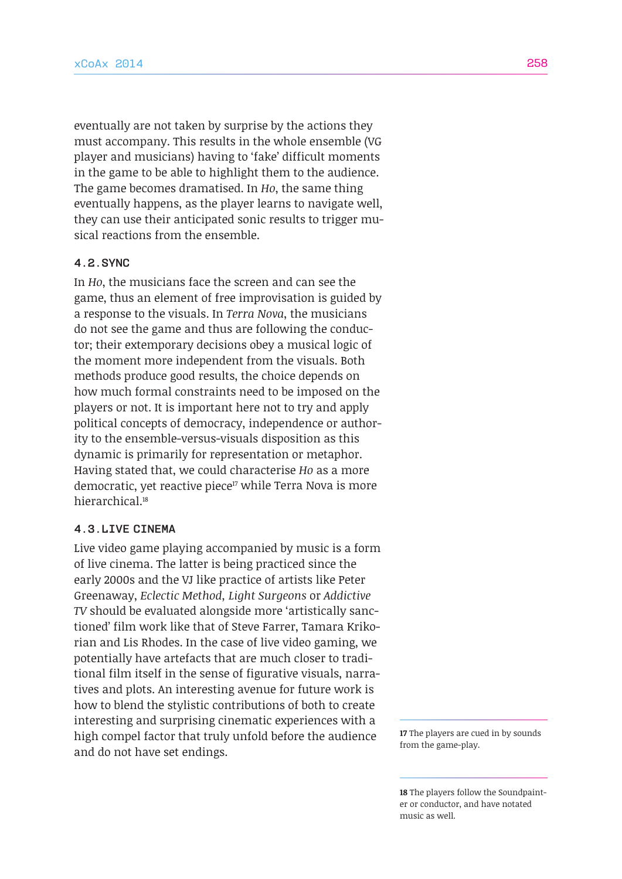eventually are not taken by surprise by the actions they must accompany. This results in the whole ensemble (VG player and musicians) having to 'fake' difficult moments in the game to be able to highlight them to the audience. The game becomes dramatised. In *Ho*, the same thing eventually happens, as the player learns to navigate well, they can use their anticipated sonic results to trigger musical reactions from the ensemble.

### 4.2. SYNC

In *Ho*, the musicians face the screen and can see the game, thus an element of free improvisation is guided by a response to the visuals. In *Terra Nova*, the musicians do not see the game and thus are following the conductor; their extemporary decisions obey a musical logic of the moment more independent from the visuals. Both methods produce good results, the choice depends on how much formal constraints need to be imposed on the players or not. It is important here not to try and apply political concepts of democracy, independence or authority to the ensemble-versus-visuals disposition as this dynamic is primarily for representation or metaphor. Having stated that, we could characterise *Ho* as a more democratic, yet reactive piece[17] while Terra Nova is more hierarchical.[18]

### 4.3. LIVE CINEMA

Live video game playing accompanied by music is a form of live cinema. The latter is being practiced since the early 2000s and the VJ like practice of artists like Peter Greenaway, *Eclectic Method*, *Light Surgeons* or *Addictive TV* should be evaluated alongside more 'artistically sanctioned' film work like that of Steve Farrer, Tamara Krikorian and Lis Rhodes. In the case of live video gaming, we potentially have artefacts that are much closer to traditional film itself in the sense of figurative visuals, narratives and plots. An interesting avenue for future work is how to blend the stylistic contributions of both to create interesting and surprising cinematic experiences with a high compel factor that truly unfold before the audience and do not have set endings.

---

**17** The players are cued in by sounds from the game-play.

**18** The players follow the Soundpainter or conductor, and have notated music as well.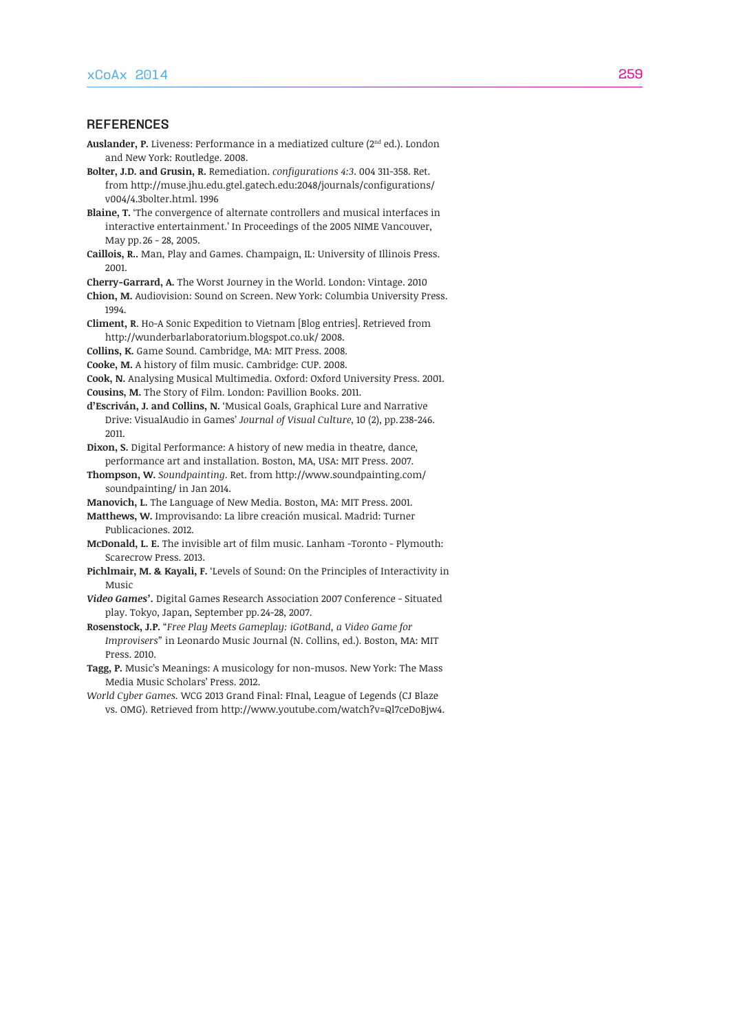## REFERENCES

**Auslander, P.** Liveness: Performance in a mediatized culture (2nd ed.). London and New York: Routledge. 2008.

**Bolter, J.D. and Grusin, R.** Remediation. *configurations 4:3*. 004 311–358. Ret. from http://muse.jhu.edu.gtel.gatech.edu:2048/journals/configurations/v004/4.3bolter.html. 1996

**Blaine, T.** 'The convergence of alternate controllers and musical interfaces in interactive entertainment.' In Proceedings of the 2005 NIME Vancouver, May pp. 26 - 28, 2005.

**Caillois, R..** Man, Play and Games. Champaign, IL: University of Illinois Press. 2001.

**Cherry-Garrard, A.** The Worst Journey in the World. London: Vintage. 2010

**Chion, M.** Audiovision: Sound on Screen. New York: Columbia University Press. 1994.

**Climent, R**. Ho-A Sonic Expedition to Vietnam [Blog entries]. Retrieved from http://wunderbarlaboratorium.blogspot.co.uk/ 2008.

**Collins, K.** Game Sound. Cambridge, MA: MIT Press. 2008.

**Cooke, M.** A history of film music. Cambridge: CUP. 2008.

**Cook, N.** Analysing Musical Multimedia. Oxford: Oxford University Press. 2001.

**Cousins, M.** The Story of Film. London: Pavillion Books. 2011.

**d'Escriván, J. and Collins, N.** 'Musical Goals, Graphical Lure and Narrative Drive: VisualAudio in Games' *Journal of Visual Culture*, 10 (2), pp. 238-246. 2011.

**Dixon, S.** Digital Performance: A history of new media in theatre, dance, performance art and installation. Boston, MA, USA: MIT Press. 2007.

**Thompson, W.** *Soundpainting*. Ret. from http://www.soundpainting.com/soundpainting/ in Jan 2014.

**Manovich, L.** The Language of New Media. Boston, MA: MIT Press. 2001.

**Matthews, W.** Improvisando: La libre creación musical. Madrid: Turner Publicaciones. 2012.

**McDonald, L. E.** The invisible art of film music. Lanham -Toronto - Plymouth: Scarecrow Press. 2013.

**Pichlmair, M. & Kayali, F.** 'Levels of Sound: On the Principles of Interactivity in Music

***Video Games*'.** Digital Games Research Association 2007 Conference - Situated play. Tokyo, Japan, September pp. 24–28, 2007.

**Rosenstock, J.P.** "*Free Play Meets Gameplay: iGotBand, a Video Game for Improvisers*" in Leonardo Music Journal (N. Collins, ed.). Boston, MA: MIT Press. 2010.

**Tagg, P.** Music's Meanings: A musicology for non-musos. New York: The Mass Media Music Scholars' Press. 2012.

*World Cyber Games*. WCG 2013 Grand Final: FInal, League of Legends (CJ Blaze vs. OMG). Retrieved from http://www.youtube.com/watch?v=Ql7ceDoBjw4.